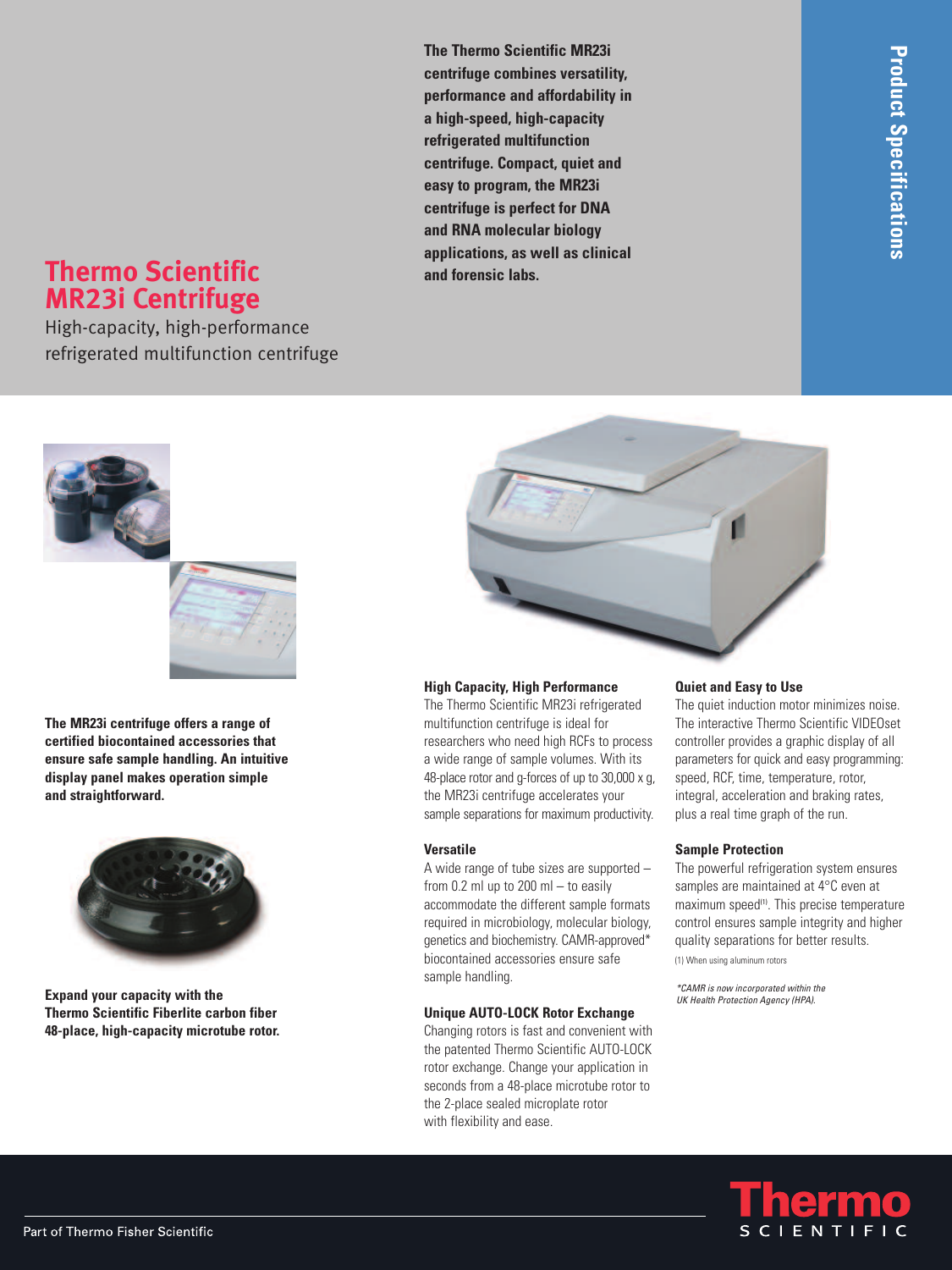# Thermo Scientific MR23i Centrifuge

High-capacity, high-performance refrigerated multifunction centrifuge

**The Thermo Scientific MR23i centrifuge combines versatility, performance and affordability in a high-speed, high-capacity refrigerated multifunction centrifuge. Compact, quiet and easy to program, the MR23i centrifuge is perfect for DNA and RNA molecular biology applications, as well as clinical and forensic labs.**

**The MR23i centrifuge offers a range of certified biocontained accessories that ensure safe sample handling. An intuitive display panel makes operation simple and straightforward.**

**Expand your capacity with the Thermo Scientific Fiberlite carbon fiber 48-place, high-capacity microtube rotor.**

### High Capacity, High Performance

The Thermo Scientific MR23i refrigerated multifunction centrifuge is ideal for researchers who need high RCFs to process a wide range of sample volumes. With its 48-place rotor and g-forces of up to 30,000 x g, the MR23i centrifuge accelerates your sample separations for maximum productivity.

### Versatile

A wide range of tube sizes are supported – from 0.2 ml up to 200 ml – to easily accommodate the different sample formats required in microbiology, molecular biology, genetics and biochemistry. CAMR-approved* biocontained accessories ensure safe sample handling.

### Unique AUTO-LOCK Rotor Exchange

Changing rotors is fast and convenient with the patented Thermo Scientific AUTO-LOCK rotor exchange. Change your application in seconds from a 48-place microtube rotor to the 2-place sealed microplate rotor with flexibility and ease.

### Quiet and Easy to Use

The quiet induction motor minimizes noise. The interactive Thermo Scientific VIDEOset controller provides a graphic display of all parameters for quick and easy programming: speed, RCF, time, temperature, rotor, integral, acceleration and braking rates, plus a real time graph of the run.

### Sample Protection

The powerful refrigeration system ensures samples are maintained at 4°C even at maximum speed[(1)]. This precise temperature control ensures sample integrity and higher quality separations for better results.

(1) When using aluminum rotors

*\*CAMR is now incorporated within the UK Health Protection Agency (HPA).*

Part of Thermo Fisher Scientific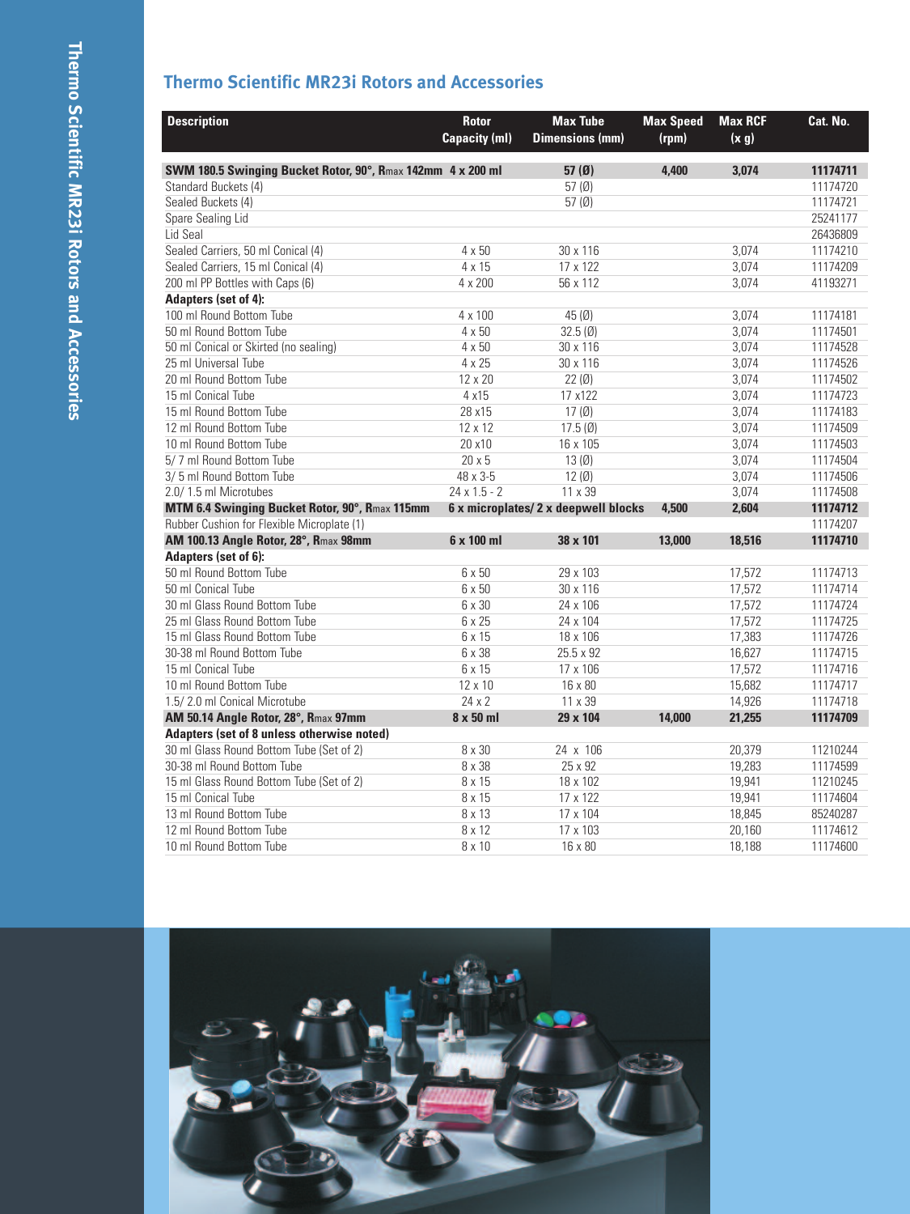## Thermo Scientific MR23i Rotors and Accessories

| Description | Rotor Capacity (ml) | Max Tube Dimensions (mm) | Max Speed (rpm) | Max RCF (x g) | Cat. No. |
|---|---|---|---|---|---|
| **SWM 180.5 Swinging Bucket Rotor, 90°, $R_{max}$ 142mm** | **4 x 200 ml** | **57 (Ø)** | **4,400** | **3,074** | **11174711** |
| Standard Buckets (4) | | 57 (Ø) | | | 11174720 |
| Sealed Buckets (4) | | 57 (Ø) | | | 11174721 |
| Spare Sealing Lid | | | | | 25241177 |
| Lid Seal | | | | | 26436809 |
| Sealed Carriers, 50 ml Conical (4) | 4 x 50 | 30 x 116 | | 3,074 | 11174210 |
| Sealed Carriers, 15 ml Conical (4) | 4 x 15 | 17 x 122 | | 3,074 | 11174209 |
| 200 ml PP Bottles with Caps (6) | 4 x 200 | 56 x 112 | | 3,074 | 41193271 |
| **Adapters (set of 4):** | | | | | |
| 100 ml Round Bottom Tube | 4 x 100 | 45 (Ø) | | 3,074 | 11174181 |
| 50 ml Round Bottom Tube | 4 x 50 | 32.5 (Ø) | | 3,074 | 11174501 |
| 50 ml Conical or Skirted (no sealing) | 4 x 50 | 30 x 116 | | 3,074 | 11174528 |
| 25 ml Universal Tube | 4 x 25 | 30 x 116 | | 3,074 | 11174526 |
| 20 ml Round Bottom Tube | 12 x 20 | 22 (Ø) | | 3,074 | 11174502 |
| 15 ml Conical Tube | 4 x15 | 17 x122 | | 3,074 | 11174723 |
| 15 ml Round Bottom Tube | 28 x15 | 17 (Ø) | | 3,074 | 11174183 |
| 12 ml Round Bottom Tube | 12 x 12 | 17.5 (Ø) | | 3,074 | 11174509 |
| 10 ml Round Bottom Tube | 20 x10 | 16 x 105 | | 3,074 | 11174503 |
| 5/ 7 ml Round Bottom Tube | 20 x 5 | 13 (Ø) | | 3,074 | 11174504 |
| 3/ 5 ml Round Bottom Tube | 48 x 3-5 | 12 (Ø) | | 3,074 | 11174506 |
| 2.0/ 1.5 ml Microtubes | 24 x 1.5 - 2 | 11 x 39 | | 3,074 | 11174508 |
| **MTM 6.4 Swinging Bucket Rotor, 90°, $R_{max}$ 115mm** | **6 x microplates/ 2 x deepwell blocks** | | **4,500** | **2,604** | **11174712** |
| Rubber Cushion for Flexible Microplate (1) | | | | | 11174207 |
| **AM 100.13 Angle Rotor, 28°, $R_{max}$ 98mm** | **6 x 100 ml** | **38 x 101** | **13,000** | **18,516** | **11174710** |
| **Adapters (set of 6):** | | | | | |
| 50 ml Round Bottom Tube | 6 x 50 | 29 x 103 | | 17,572 | 11174713 |
| 50 ml Conical Tube | 6 x 50 | 30 x 116 | | 17,572 | 11174714 |
| 30 ml Glass Round Bottom Tube | 6 x 30 | 24 x 106 | | 17,572 | 11174724 |
| 25 ml Glass Round Bottom Tube | 6 x 25 | 24 x 104 | | 17,572 | 11174725 |
| 15 ml Glass Round Bottom Tube | 6 x 15 | 18 x 106 | | 17,383 | 11174726 |
| 30-38 ml Round Bottom Tube | 6 x 38 | 25.5 x 92 | | 16,627 | 11174715 |
| 15 ml Conical Tube | 6 x 15 | 17 x 106 | | 17,572 | 11174716 |
| 10 ml Round Bottom Tube | 12 x 10 | 16 x 80 | | 15,682 | 11174717 |
| 1.5/ 2.0 ml Conical Microtube | 24 x 2 | 11 x 39 | | 14,926 | 11174718 |
| **AM 50.14 Angle Rotor, 28°, $R_{max}$ 97mm** | **8 x 50 ml** | **29 x 104** | **14,000** | **21,255** | **11174709** |
| **Adapters (set of 8 unless otherwise noted)** | | | | | |
| 30 ml Glass Round Bottom Tube (Set of 2) | 8 x 30 | 24 x 106 | | 20,379 | 11210244 |
| 30-38 ml Round Bottom Tube | 8 x 38 | 25 x 92 | | 19,283 | 11174599 |
| 15 ml Glass Round Bottom Tube (Set of 2) | 8 x 15 | 18 x 102 | | 19,941 | 11210245 |
| 15 ml Conical Tube | 8 x 15 | 17 x 122 | | 19,941 | 11174604 |
| 13 ml Round Bottom Tube | 8 x 13 | 17 x 104 | | 18,845 | 85240287 |
| 12 ml Round Bottom Tube | 8 x 12 | 17 x 103 | | 20,160 | 11174612 |
| 10 ml Round Bottom Tube | 8 x 10 | 16 x 80 | | 18,188 | 11174600 |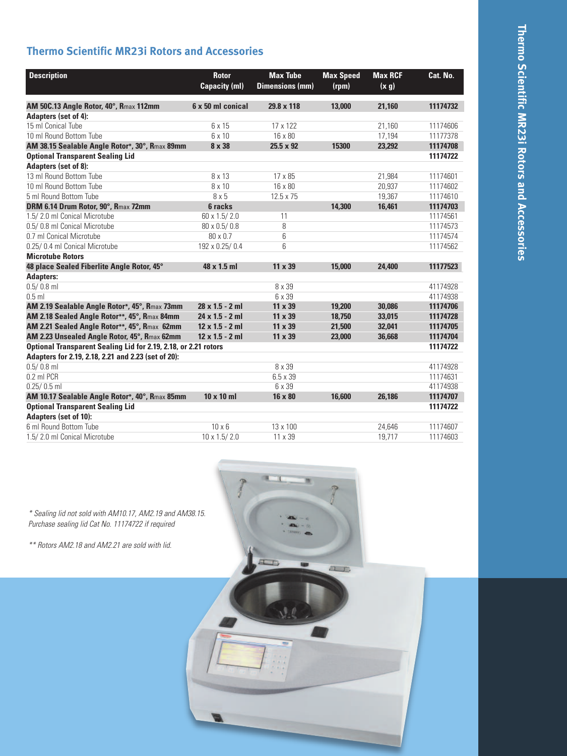## Thermo Scientific MR23i Rotors and Accessories

| Description | Rotor Capacity (ml) | Max Tube Dimensions (mm) | Max Speed (rpm) | Max RCF (x g) | Cat. No. |
|---|---|---|---|---|---|
| **AM 50C.13 Angle Rotor, 40°, Rmax 112mm** | **6 x 50 ml conical** | **29.8 x 118** | **13,000** | **21,160** | **11174732** |
| **Adapters (set of 4):** | | | | | |
| 15 ml Conical Tube | 6 x 15 | 17 x 122 | | 21,160 | 11174606 |
| 10 ml Round Bottom Tube | 6 x 10 | 16 x 80 | | 17,194 | 11177378 |
| **AM 38.15 Sealable Angle Rotor*, 30°, Rmax 89mm** | **8 x 38** | **25.5 x 92** | **15300** | **23,292** | **11174708** |
| **Optional Transparent Sealing Lid** | | | | | **11174722** |
| **Adapters (set of 8):** | | | | | |
| 13 ml Round Bottom Tube | 8 x 13 | 17 x 85 | | 21,984 | 11174601 |
| 10 ml Round Bottom Tube | 8 x 10 | 16 x 80 | | 20,937 | 11174602 |
| 5 ml Round Bottom Tube | 8 x 5 | 12.5 x 75 | | 19,367 | 11174610 |
| **DRM 6.14 Drum Rotor, 90°, Rmax 72mm** | **6 racks** | | **14,300** | **16,461** | **11174703** |
| 1.5/ 2.0 ml Conical Microtube | 60 x 1.5/ 2.0 | 11 | | | 11174561 |
| 0.5/ 0.8 ml Conical Microtube | 80 x 0.5/ 0.8 | 8 | | | 11174573 |
| 0.7 ml Conical Microtube | 80 x 0.7 | 6 | | | 11174574 |
| 0.25/ 0.4 ml Conical Microtube | 192 x 0.25/ 0.4 | 6 | | | 11174562 |
| **Microtube Rotors** | | | | | |
| **48 place Sealed Fiberlite Angle Rotor, 45°** | **48 x 1.5 ml** | **11 x 39** | **15,000** | **24,400** | **11177523** |
| **Adapters:** | | | | | |
| 0.5/ 0.8 ml | | 8 x 39 | | | 41174928 |
| 0.5 ml | | 6 x 39 | | | 41174938 |
| **AM 2.19 Sealable Angle Rotor*, 45°, Rmax 73mm** | **28 x 1.5 - 2 ml** | **11 x 39** | **19,200** | **30,086** | **11174706** |
| **AM 2.18 Sealed Angle Rotor**, 45°, Rmax 84mm** | **24 x 1.5 - 2 ml** | **11 x 39** | **18,750** | **33,015** | **11174728** |
| **AM 2.21 Sealed Angle Rotor**, 45°, Rmax 62mm** | **12 x 1.5 - 2 ml** | **11 x 39** | **21,500** | **32,041** | **11174705** |
| **AM 2.23 Unsealed Angle Rotor, 45°, Rmax 62mm** | **12 x 1.5 - 2 ml** | **11 x 39** | **23,000** | **36,668** | **11174704** |
| **Optional Transparent Sealing Lid for 2.19, 2.18, or 2.21 rotors** | | | | | **11174722** |
| **Adapters for 2.19, 2.18, 2.21 and 2.23 (set of 20):** | | | | | |
| 0.5/ 0.8 ml | | 8 x 39 | | | 41174928 |
| 0.2 ml PCR | | 6.5 x 39 | | | 11174631 |
| 0.25/ 0.5 ml | | 6 x 39 | | | 41174938 |
| **AM 10.17 Sealable Angle Rotor*, 40°, Rmax 85mm** | **10 x 10 ml** | **16 x 80** | **16,600** | **26,186** | **11174707** |
| **Optional Transparent Sealing Lid** | | | | | **11174722** |
| **Adapters (set of 10):** | | | | | |
| 6 ml Round Bottom Tube | 10 x 6 | 13 x 100 | | 24,646 | 11174607 |
| 1.5/ 2.0 ml Conical Microtube | 10 x 1.5/ 2.0 | 11 x 39 | | 19,717 | 11174603 |

*\* Sealing lid not sold with AM10.17, AM2.19 and AM38.15. Purchase sealing lid Cat No. 11174722 if required*

*\*\* Rotors AM2.18 and AM2.21 are sold with lid.*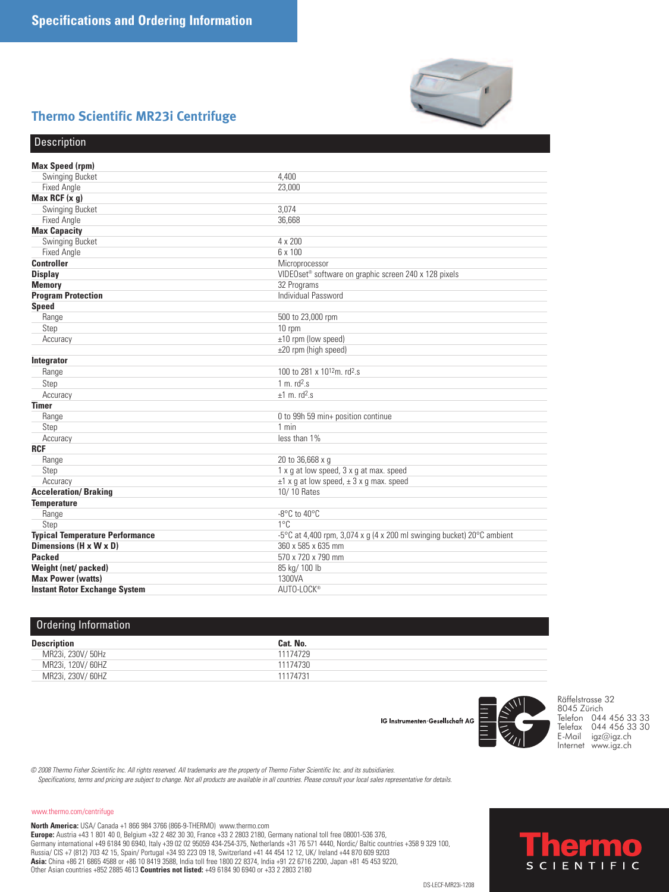# Specifications and Ordering Information

## Thermo Scientific MR23i Centrifuge

| Description | |
|---|---|
| **Max Speed (rpm)** | |
| Swinging Bucket | 4,400 |
| Fixed Angle | 23,000 |
| **Max RCF (x g)** | |
| Swinging Bucket | 3,074 |
| Fixed Angle | 36,668 |
| **Max Capacity** | |
| Swinging Bucket | 4 x 200 |
| Fixed Angle | 6 x 100 |
| **Controller** | Microprocessor |
| **Display** | VIDEOset® software on graphic screen 240 x 128 pixels |
| **Memory** | 32 Programs |
| **Program Protection** | Individual Password |
| **Speed** | |
| Range | 500 to 23,000 rpm |
| Step | 10 rpm |
| Accuracy | ±10 rpm (low speed) |
| | ±20 rpm (high speed) |
| **Integrator** | |
| Range | 100 to 281 x $10^{12}$m. $rd^2$.s |
| Step | 1 m. $rd^2$.s |
| Accuracy | ±1 m. $rd^2$.s |
| **Timer** | |
| Range | 0 to 99h 59 min+ position continue |
| Step | 1 min |
| Accuracy | less than 1% |
| **RCF** | |
| Range | 20 to 36,668 x g |
| Step | 1 x g at low speed, 3 x g at max. speed |
| Accuracy | ±1 x g at low speed, ± 3 x g max. speed |
| **Acceleration/ Braking** | 10/ 10 Rates |
| **Temperature** | |
| Range | -8°C to 40°C |
| Step | 1°C |
| **Typical Temperature Performance** | -5°C at 4,400 rpm, 3,074 x g (4 x 200 ml swinging bucket) 20°C ambient |
| **Dimensions (H x W x D)** | 360 x 585 x 635 mm |
| **Packed** | 570 x 720 x 790 mm |
| **Weight (net/ packed)** | 85 kg/ 100 lb |
| **Max Power (watts)** | 1300VA |
| **Instant Rotor Exchange System** | AUTO-LOCK® |

## Ordering Information

| Description | Cat. No. |
|---|---|
| MR23i, 230V/ 50Hz | 11174729 |
| MR23i, 120V/ 60HZ | 11174730 |
| MR23i, 230V/ 60HZ | 11174731 |

IG Instrumenten-Gesellschaft AG

Räffelstrasse 32
8045 Zürich
Telefon 044 456 33 33
Telefax 044 456 33 30
E-Mail igz@igz.ch
Internet www.igz.ch

*© 2008 Thermo Fisher Scientific Inc. All rights reserved. All trademarks are the property of Thermo Fisher Scientific Inc. and its subsidiaries.*
*Specifications, terms and pricing are subject to change. Not all products are available in all countries. Please consult your local sales representative for details.*

www.thermo.com/centrifuge

**North America:** USA/ Canada +1 866 984 3766 (866-9-THERMO) www.thermo.com
**Europe:** Austria +43 1 801 40 0, Belgium +32 2 482 30 30, France +33 2 2803 2180, Germany national toll free 08001-536 376, Germany international +49 6184 90 6940, Italy +39 02 02 95059 434-254-375, Netherlands +31 76 571 4440, Nordic/ Baltic countries +358 9 329 100, Russia/ CIS +7 (812) 703 42 15, Spain/ Portugal +34 93 223 09 18, Switzerland +41 44 454 12 12, UK/ Ireland +44 870 609 9203
**Asia:** China +86 21 6865 4588 or +86 10 8419 3588, India toll free 1800 22 8374, India +91 22 6716 2200, Japan +81 45 453 9220, Other Asian countries +852 2885 4613 **Countries not listed:** +49 6184 90 6940 or +33 2 2803 2180

Thermo SCIENTIFIC

DS-LECF-MR23i-1208